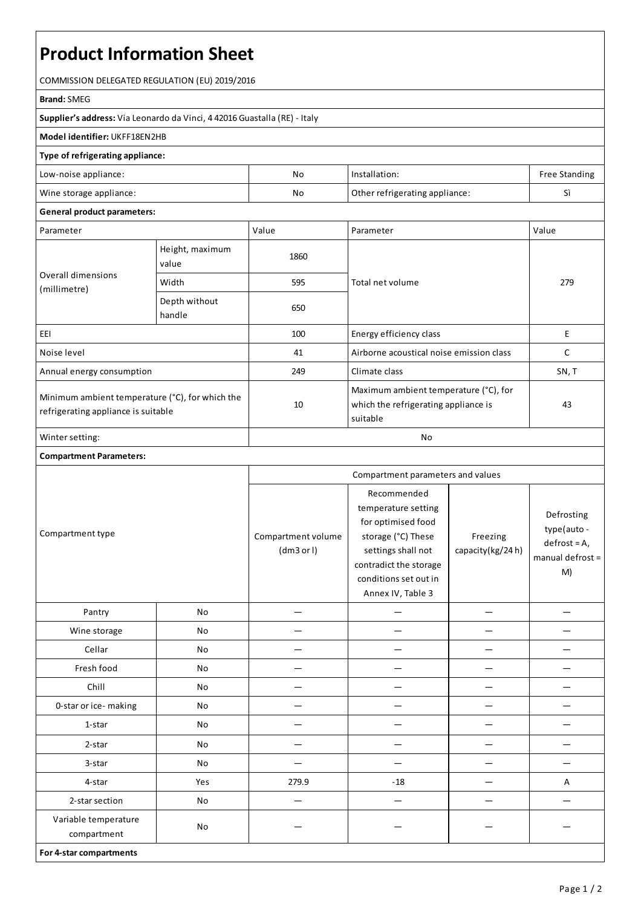# Product Information Sheet

COMMISSION DELEGATED REGULATION (EU) 2019/2016

**Brand:** SMEG

**Supplier's address:** Via Leonardo da Vinci, 4 42016 Guastalla (RE) - Italy

**Model identifier:** UKFF18EN2HB

**Type of refrigerating appliance:**

| | | | |
|---|---|---|---|
| Low-noise appliance: | No | Installation: | Free Standing |
| Wine storage appliance: | No | Other refrigerating appliance: | Sì |

**General product parameters:**

| Parameter | | Value | Parameter | Value |
|---|---|---|---|---|
| Overall dimensions (millimetre) | Height, maximum value | 1860 | Total net volume | 279 |
| | Width | 595 | | |
| | Depth without handle | 650 | | |
| EEI | | 100 | Energy efficiency class | E |
| Noise level | | 41 | Airborne acoustical noise emission class | C |
| Annual energy consumption | | 249 | Climate class | SN, T |
| Minimum ambient temperature (°C), for which the refrigerating appliance is suitable | | 10 | Maximum ambient temperature (°C), for which the refrigerating appliance is suitable | 43 |
| Winter setting: | | No | | |

**Compartment Parameters:**

| Compartment type | | Compartment parameters and values | | | |
|---|---|---|---|---|---|
| | | Compartment volume (dm3 or l) | Recommended temperature setting for optimised food storage (°C) These settings shall not contradict the storage conditions set out in Annex IV, Table 3 | Freezing capacity(kg/24 h) | Defrosting type(auto - defrost = A, manual defrost = M) |
| Pantry | No | — | — | — | — |
| Wine storage | No | — | — | — | — |
| Cellar | No | — | — | — | — |
| Fresh food | No | — | — | — | — |
| Chill | No | — | — | — | — |
| 0-star or ice- making | No | — | — | — | — |
| 1-star | No | — | — | — | — |
| 2-star | No | — | — | — | — |
| 3-star | No | — | — | — | — |
| 4-star | Yes | 279.9 | -18 | — | A |
| 2-star section | No | — | — | — | — |
| Variable temperature compartment | No | — | — | — | — |

**For 4-star compartments**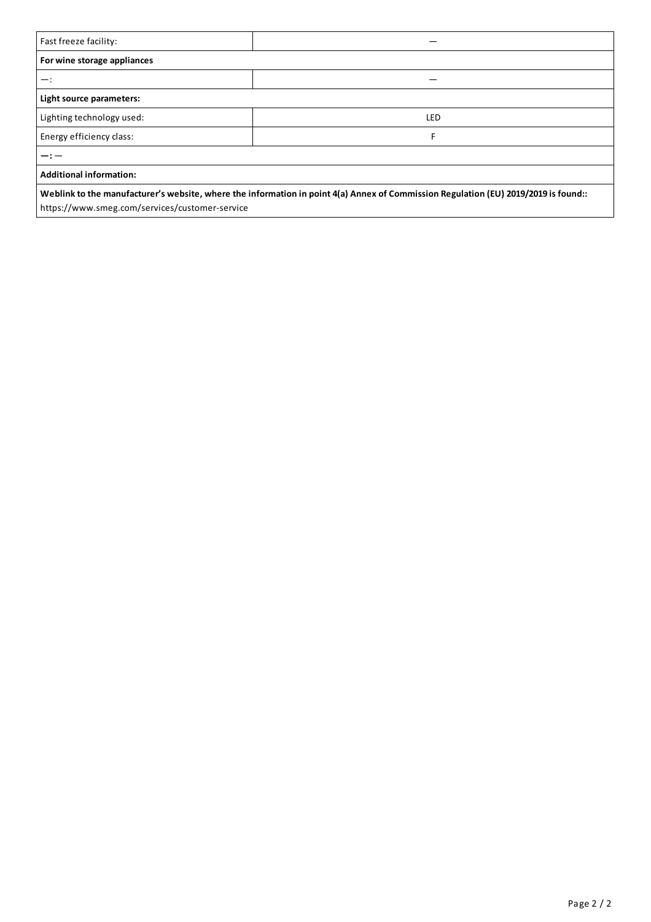| | |
|---|---|
| Fast freeze facility: | — |
| **For wine storage appliances** | |
| —: | — |
| **Light source parameters:** | |
| Lighting technology used: | LED |
| Energy efficiency class: | F |
| —: — | |
| **Additional information:** | |
| **Weblink to the manufacturer's website, where the information in point 4(a) Annex of Commission Regulation (EU) 2019/2019 is found::** https://www.smeg.com/services/customer-service | |